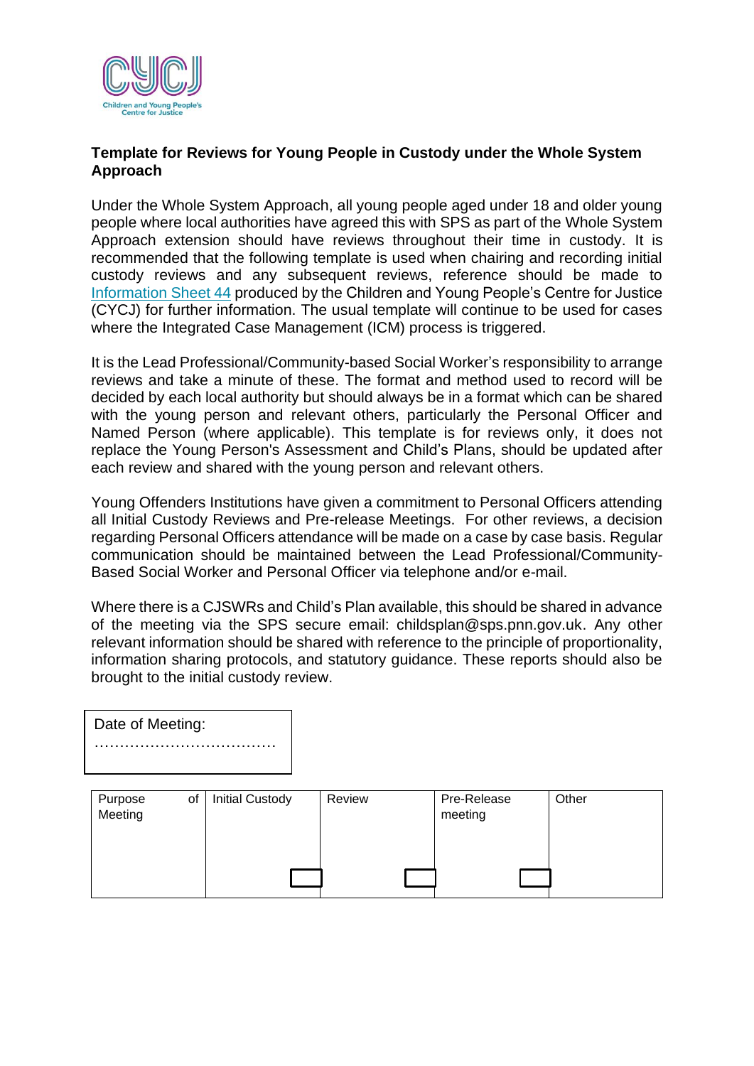## Template for Reviews for Young People in Custody under the Whole System Approach

Under the Whole System Approach, all young people aged under 18 and older young people where local authorities have agreed this with SPS as part of the Whole System Approach extension should have reviews throughout their time in custody. It is recommended that the following template is used when chairing and recording initial custody reviews and any subsequent reviews, reference should be made to Information Sheet 44 produced by the Children and Young People's Centre for Justice (CYCJ) for further information. The usual template will continue to be used for cases where the Integrated Case Management (ICM) process is triggered.

It is the Lead Professional/Community-based Social Worker's responsibility to arrange reviews and take a minute of these. The format and method used to record will be decided by each local authority but should always be in a format which can be shared with the young person and relevant others, particularly the Personal Officer and Named Person (where applicable). This template is for reviews only, it does not replace the Young Person's Assessment and Child's Plans, should be updated after each review and shared with the young person and relevant others.

Young Offenders Institutions have given a commitment to Personal Officers attending all Initial Custody Reviews and Pre-release Meetings. For other reviews, a decision regarding Personal Officers attendance will be made on a case by case basis. Regular communication should be maintained between the Lead Professional/Community-Based Social Worker and Personal Officer via telephone and/or e-mail.

Where there is a CJSWRs and Child's Plan available, this should be shared in advance of the meeting via the SPS secure email: childsplan@sps.pnn.gov.uk. Any other relevant information should be shared with reference to the principle of proportionality, information sharing protocols, and statutory guidance. These reports should also be brought to the initial custody review.

| Date of Meeting: ……………………………… |
|---|

| Purpose of Meeting | Initial Custody ☐ | Review ☐ | Pre-Release meeting ☐ | Other |
|---|---|---|---|---|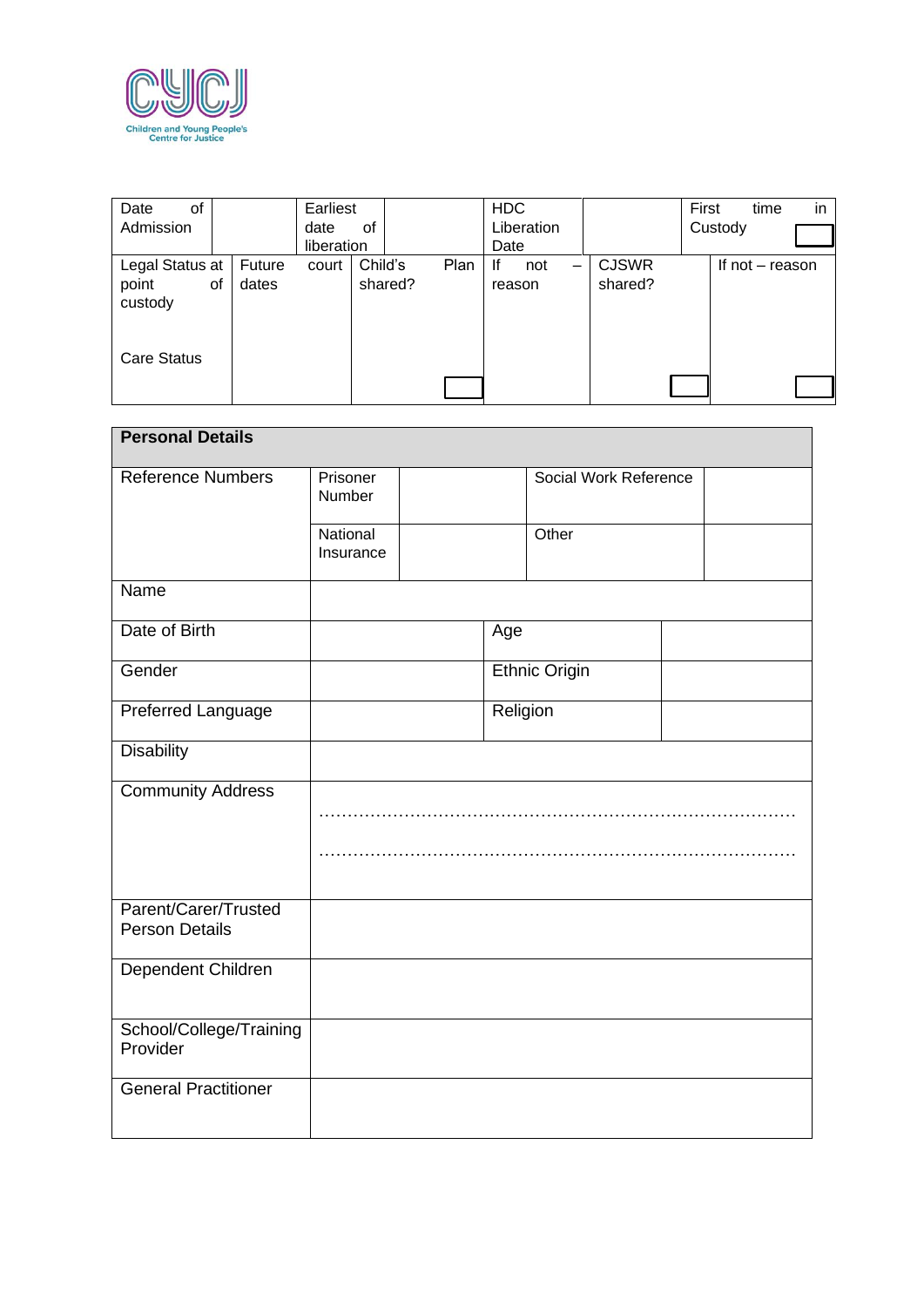| Date of Admission | | Earliest date of liberation | | HDC Liberation Date | | First time in Custody |
|---|---|---|---|---|---|---|
| Legal Status at point of custody<br><br>Care Status | Future court dates | Child's Plan shared? | If not – reason | CJSWR shared? | If not – reason | |

| **Personal Details** | | | | |
|---|---|---|---|---|
| Reference Numbers | Prisoner Number | | Social Work Reference | |
| | National Insurance | | Other | |
| Name | | | | |
| Date of Birth | | Age | | |
| Gender | | Ethnic Origin | | |
| Preferred Language | | Religion | | |
| Disability | | | | |
| Community Address | ………………………………………………………………………………<br>……………………………………………………………………………… | | | |
| Parent/Carer/Trusted Person Details | | | | |
| Dependent Children | | | | |
| School/College/Training Provider | | | | |
| General Practitioner | | | | |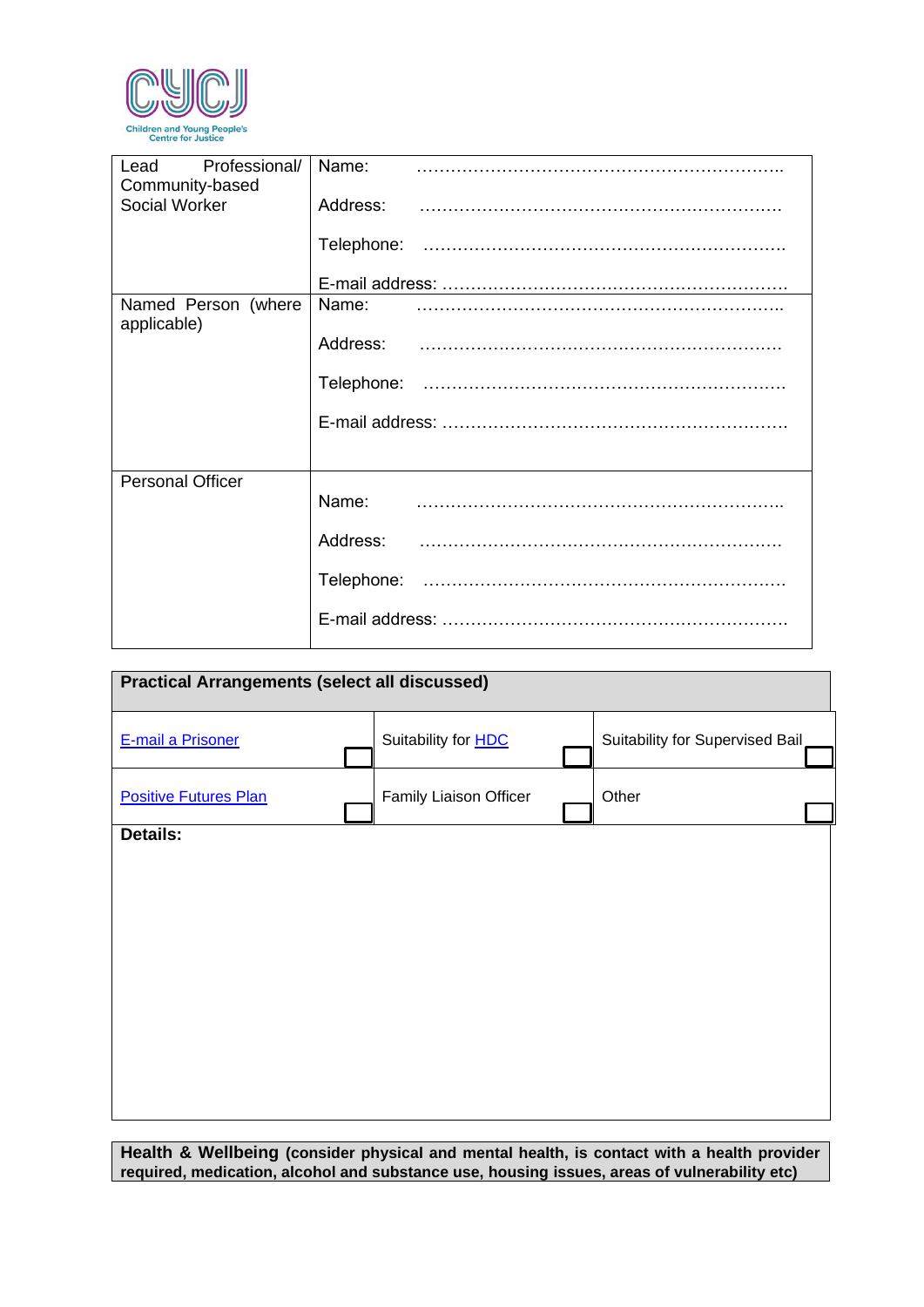| | |
|---|---|
| Lead Professional/ Community-based Social Worker | Name: ………………………………………………………..<br><br>Address: ………………………………………………………<br><br>Telephone: ………………………………………………………<br><br>E-mail address: …………………………………………………… |
| Named Person (where applicable) | Name: ………………………………………………………..<br><br>Address: ………………………………………………………<br><br>Telephone: ………………………………………………………<br><br>E-mail address: …………………………………………………… |
| Personal Officer | Name: ………………………………………………………..<br><br>Address: ………………………………………………………<br><br>Telephone: ………………………………………………………<br><br>E-mail address: …………………………………………………… |

| **Practical Arrangements (select all discussed)** | | |
|---|---|---|
| E-mail a Prisoner ☐ | Suitability for HDC ☐ | Suitability for Supervised Bail ☐ |
| Positive Futures Plan ☐ | Family Liaison Officer ☐ | Other ☐ |
| **Details:** | | |

| **Health & Wellbeing (consider physical and mental health, is contact with a health provider required, medication, alcohol and substance use, housing issues, areas of vulnerability etc)** |
|---|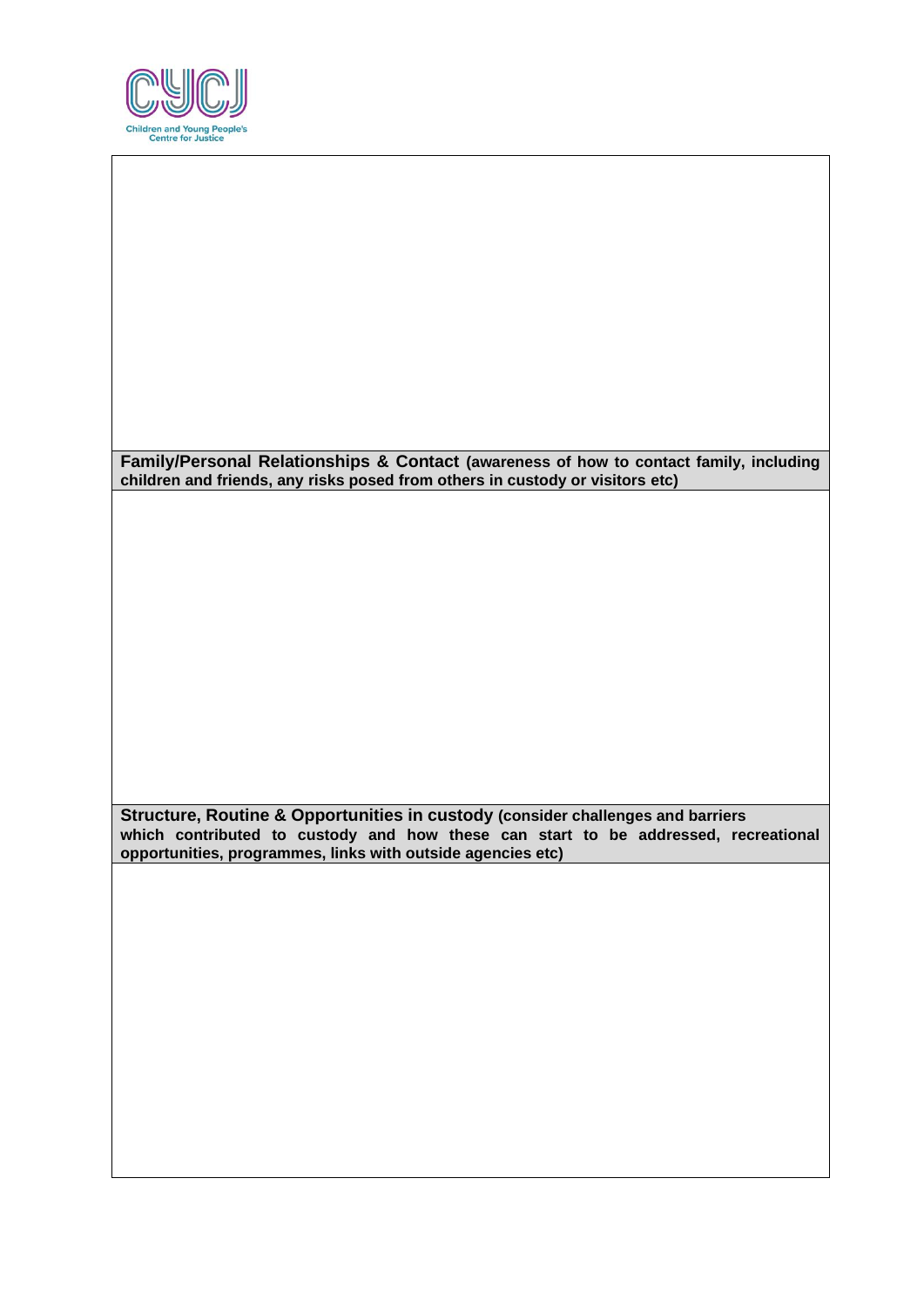| |
|---|
| |
| **Family/Personal Relationships & Contact** (awareness of how to contact family, including children and friends, any risks posed from others in custody or visitors etc) |
| |
| **Structure, Routine & Opportunities in custody** (consider challenges and barriers which contributed to custody and how these can start to be addressed, recreational opportunities, programmes, links with outside agencies etc) |
| |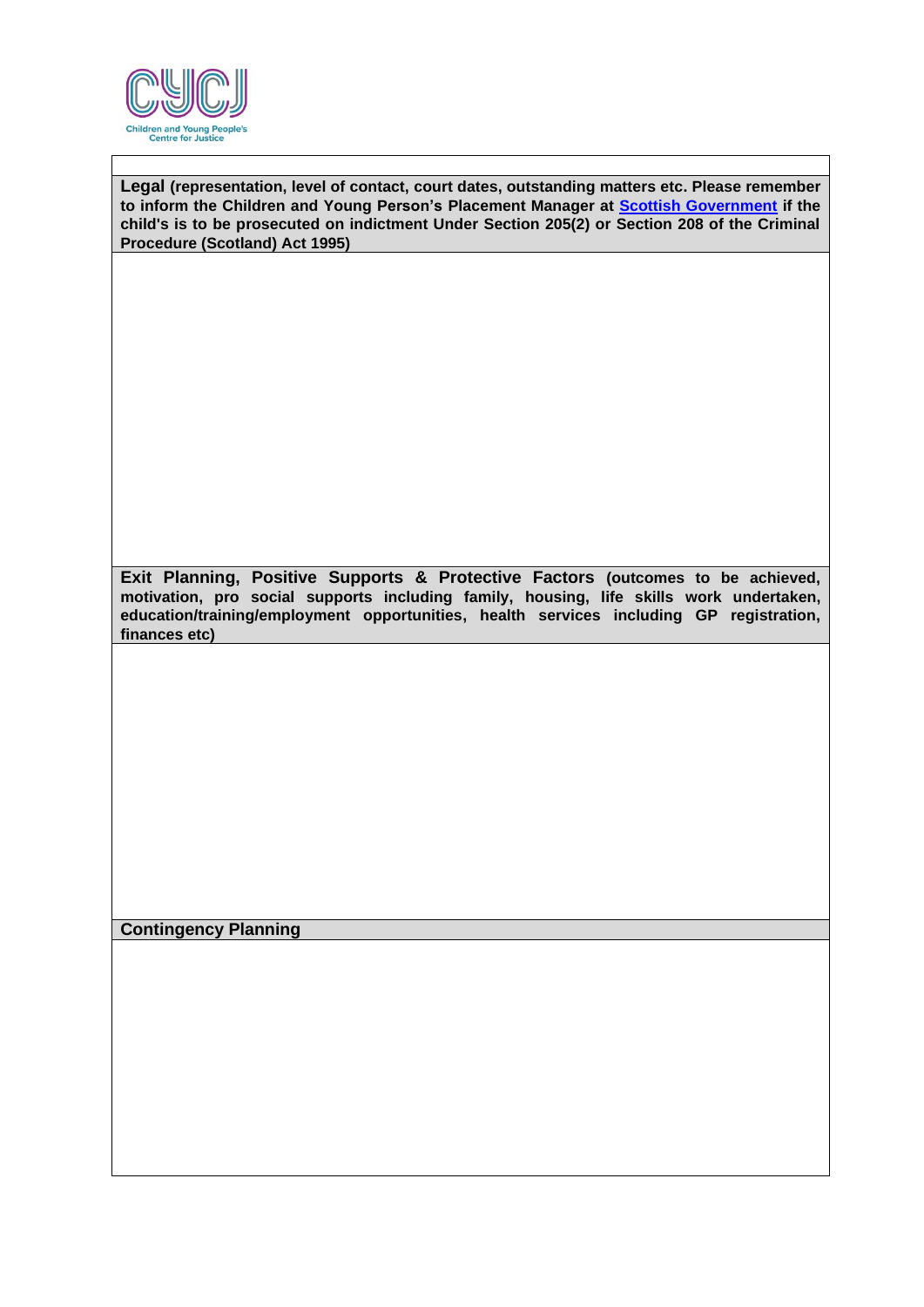| **Legal** (representation, level of contact, court dates, outstanding matters etc. Please remember to inform the Children and Young Person's Placement Manager at [Scottish Government](#) if the child's is to be prosecuted on indictment Under Section 205(2) or Section 208 of the Criminal Procedure (Scotland) Act 1995) |
| --- |
| |
| **Exit Planning, Positive Supports & Protective Factors** (outcomes to be achieved, motivation, pro social supports including family, housing, life skills work undertaken, education/training/employment opportunities, health services including GP registration, finances etc) |
| |
| **Contingency Planning** |
| |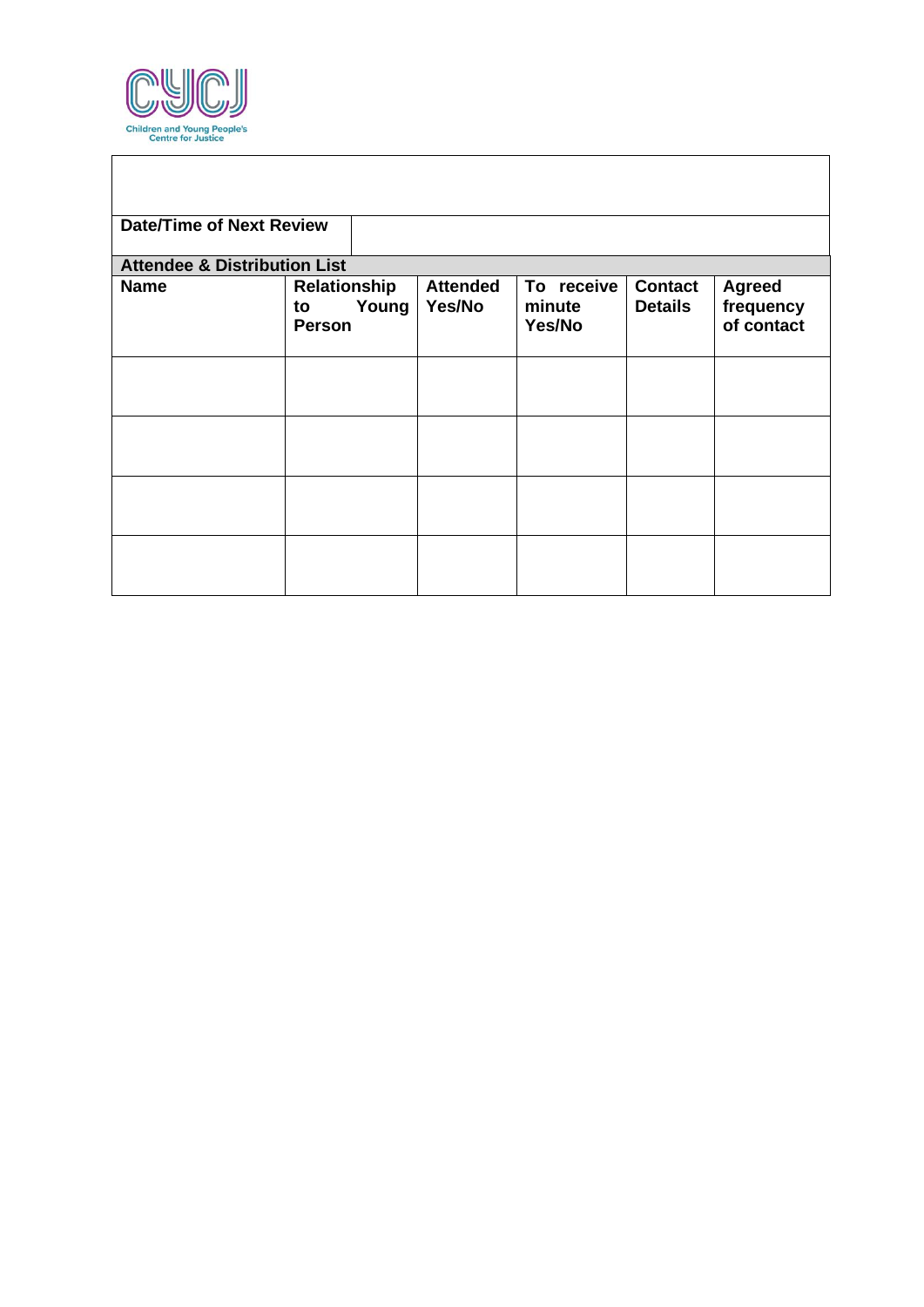| | |
|---|---|
| **Date/Time of Next Review** | |

**Attendee & Distribution List**

| **Name** | **Relationship to Young Person** | **Attended Yes/No** | **To receive minute Yes/No** | **Contact Details** | **Agreed frequency of contact** |
|---|---|---|---|---|---|
| | | | | | |
| | | | | | |
| | | | | | |
| | | | | | |